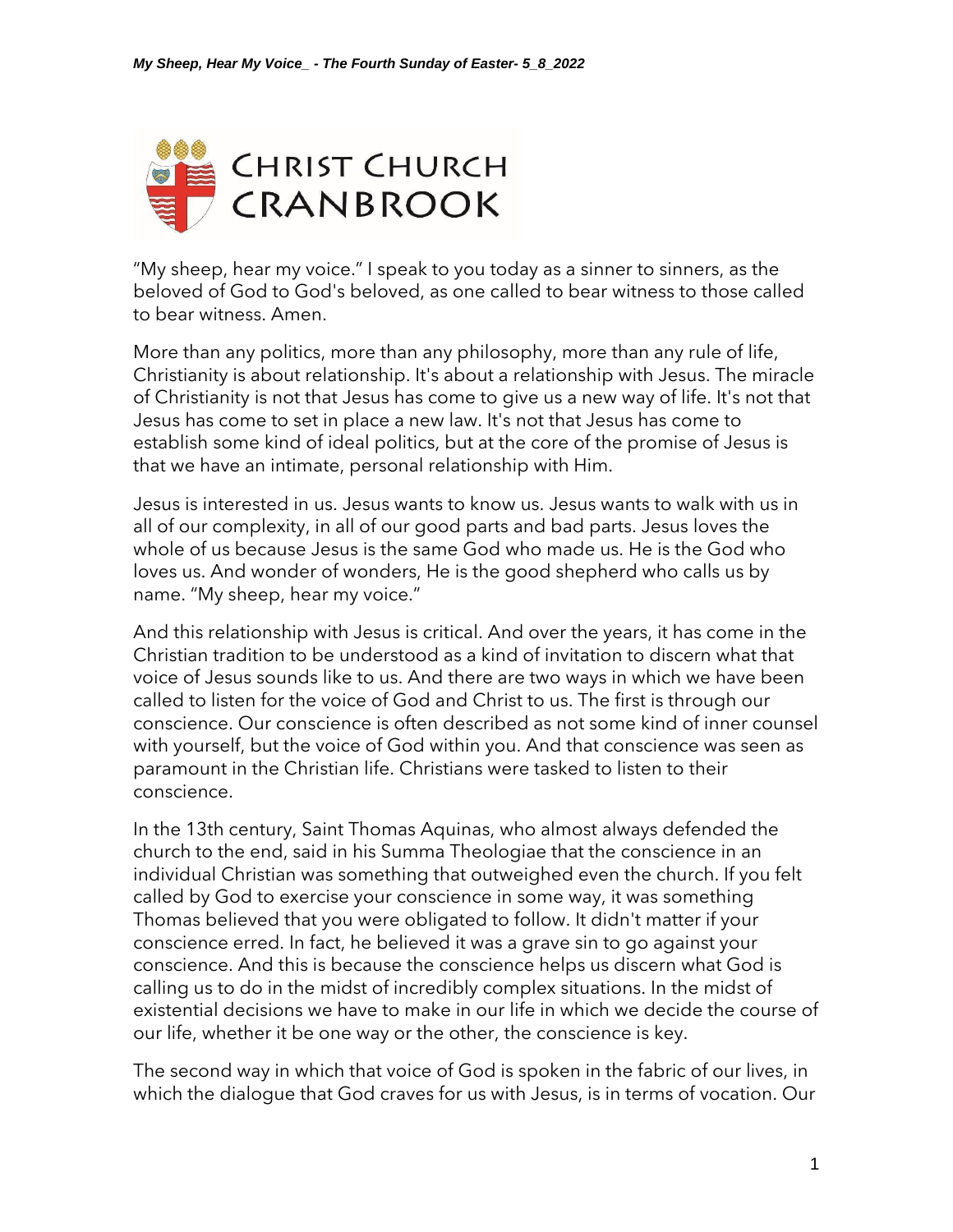*My Sheep, Hear My Voice_ - The Fourth Sunday of Easter- 5_8_2022*

CHRIST CHURCH CRANBROOK

"My sheep, hear my voice." I speak to you today as a sinner to sinners, as the beloved of God to God's beloved, as one called to bear witness to those called to bear witness. Amen.

More than any politics, more than any philosophy, more than any rule of life, Christianity is about relationship. It's about a relationship with Jesus. The miracle of Christianity is not that Jesus has come to give us a new way of life. It's not that Jesus has come to set in place a new law. It's not that Jesus has come to establish some kind of ideal politics, but at the core of the promise of Jesus is that we have an intimate, personal relationship with Him.

Jesus is interested in us. Jesus wants to know us. Jesus wants to walk with us in all of our complexity, in all of our good parts and bad parts. Jesus loves the whole of us because Jesus is the same God who made us. He is the God who loves us. And wonder of wonders, He is the good shepherd who calls us by name. "My sheep, hear my voice."

And this relationship with Jesus is critical. And over the years, it has come in the Christian tradition to be understood as a kind of invitation to discern what that voice of Jesus sounds like to us. And there are two ways in which we have been called to listen for the voice of God and Christ to us. The first is through our conscience. Our conscience is often described as not some kind of inner counsel with yourself, but the voice of God within you. And that conscience was seen as paramount in the Christian life. Christians were tasked to listen to their conscience.

In the 13th century, Saint Thomas Aquinas, who almost always defended the church to the end, said in his Summa Theologiae that the conscience in an individual Christian was something that outweighed even the church. If you felt called by God to exercise your conscience in some way, it was something Thomas believed that you were obligated to follow. It didn't matter if your conscience erred. In fact, he believed it was a grave sin to go against your conscience. And this is because the conscience helps us discern what God is calling us to do in the midst of incredibly complex situations. In the midst of existential decisions we have to make in our life in which we decide the course of our life, whether it be one way or the other, the conscience is key.

The second way in which that voice of God is spoken in the fabric of our lives, in which the dialogue that God craves for us with Jesus, is in terms of vocation. Our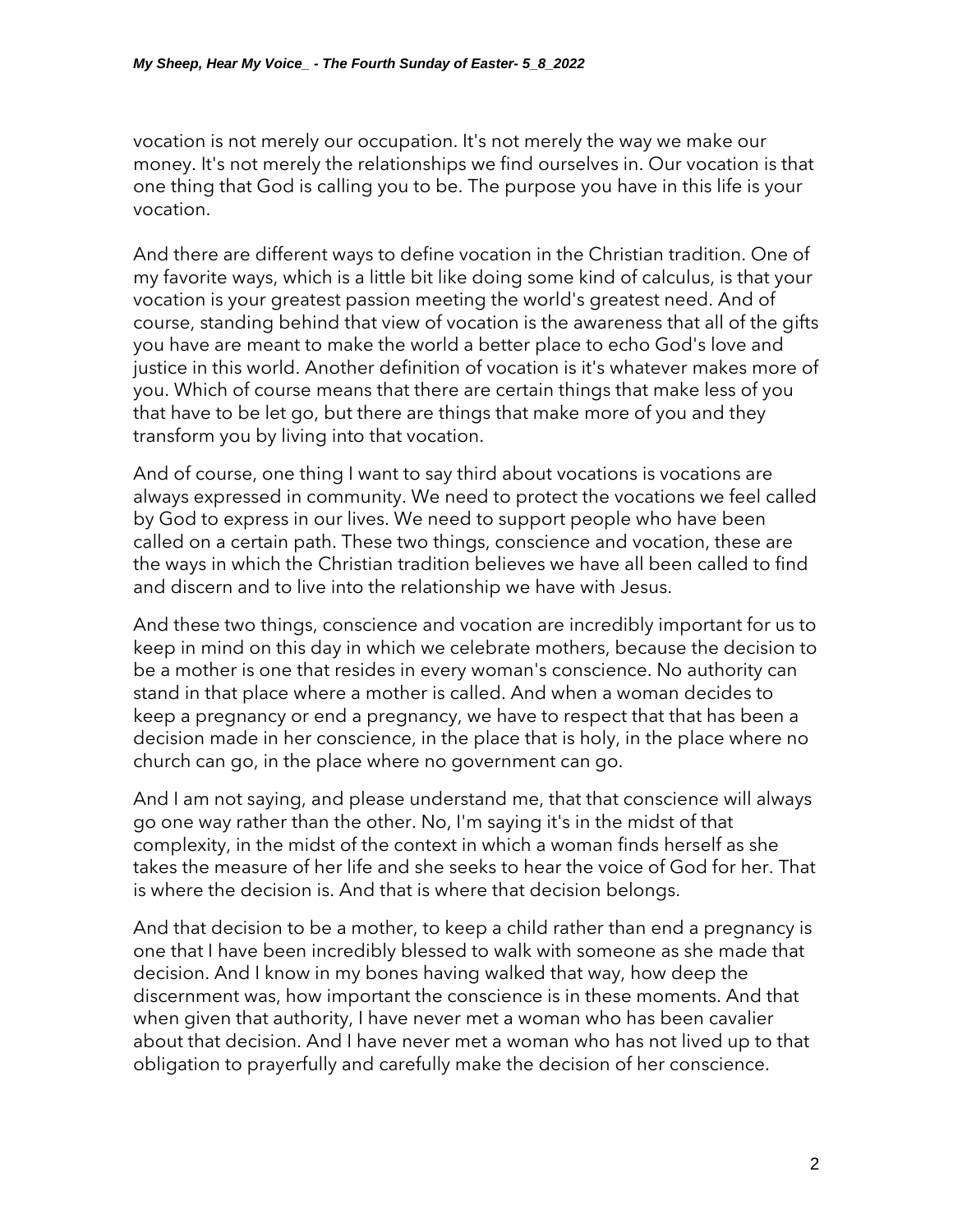vocation is not merely our occupation. It's not merely the way we make our money. It's not merely the relationships we find ourselves in. Our vocation is that one thing that God is calling you to be. The purpose you have in this life is your vocation.

And there are different ways to define vocation in the Christian tradition. One of my favorite ways, which is a little bit like doing some kind of calculus, is that your vocation is your greatest passion meeting the world's greatest need. And of course, standing behind that view of vocation is the awareness that all of the gifts you have are meant to make the world a better place to echo God's love and justice in this world. Another definition of vocation is it's whatever makes more of you. Which of course means that there are certain things that make less of you that have to be let go, but there are things that make more of you and they transform you by living into that vocation.

And of course, one thing I want to say third about vocations is vocations are always expressed in community. We need to protect the vocations we feel called by God to express in our lives. We need to support people who have been called on a certain path. These two things, conscience and vocation, these are the ways in which the Christian tradition believes we have all been called to find and discern and to live into the relationship we have with Jesus.

And these two things, conscience and vocation are incredibly important for us to keep in mind on this day in which we celebrate mothers, because the decision to be a mother is one that resides in every woman's conscience. No authority can stand in that place where a mother is called. And when a woman decides to keep a pregnancy or end a pregnancy, we have to respect that that has been a decision made in her conscience, in the place that is holy, in the place where no church can go, in the place where no government can go.

And I am not saying, and please understand me, that that conscience will always go one way rather than the other. No, I'm saying it's in the midst of that complexity, in the midst of the context in which a woman finds herself as she takes the measure of her life and she seeks to hear the voice of God for her. That is where the decision is. And that is where that decision belongs.

And that decision to be a mother, to keep a child rather than end a pregnancy is one that I have been incredibly blessed to walk with someone as she made that decision. And I know in my bones having walked that way, how deep the discernment was, how important the conscience is in these moments. And that when given that authority, I have never met a woman who has been cavalier about that decision. And I have never met a woman who has not lived up to that obligation to prayerfully and carefully make the decision of her conscience.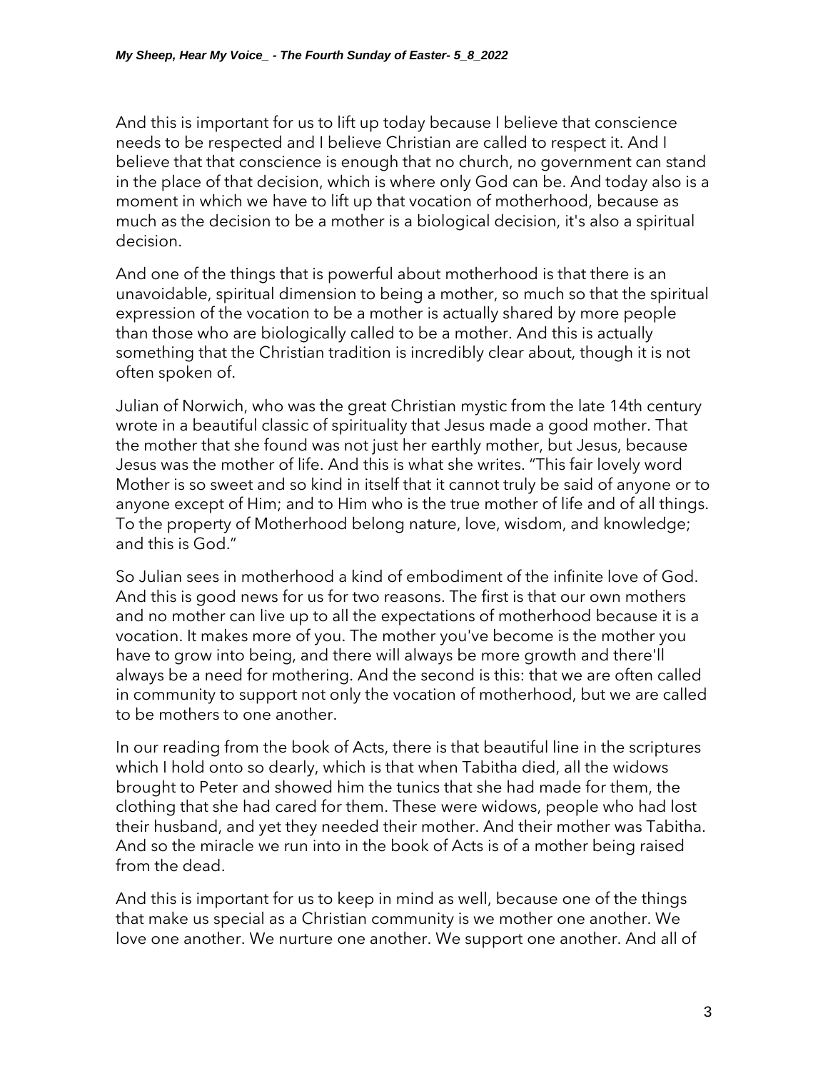And this is important for us to lift up today because I believe that conscience needs to be respected and I believe Christian are called to respect it. And I believe that that conscience is enough that no church, no government can stand in the place of that decision, which is where only God can be. And today also is a moment in which we have to lift up that vocation of motherhood, because as much as the decision to be a mother is a biological decision, it's also a spiritual decision.

And one of the things that is powerful about motherhood is that there is an unavoidable, spiritual dimension to being a mother, so much so that the spiritual expression of the vocation to be a mother is actually shared by more people than those who are biologically called to be a mother. And this is actually something that the Christian tradition is incredibly clear about, though it is not often spoken of.

Julian of Norwich, who was the great Christian mystic from the late 14th century wrote in a beautiful classic of spirituality that Jesus made a good mother. That the mother that she found was not just her earthly mother, but Jesus, because Jesus was the mother of life. And this is what she writes. "This fair lovely word Mother is so sweet and so kind in itself that it cannot truly be said of anyone or to anyone except of Him; and to Him who is the true mother of life and of all things. To the property of Motherhood belong nature, love, wisdom, and knowledge; and this is God."

So Julian sees in motherhood a kind of embodiment of the infinite love of God. And this is good news for us for two reasons. The first is that our own mothers and no mother can live up to all the expectations of motherhood because it is a vocation. It makes more of you. The mother you've become is the mother you have to grow into being, and there will always be more growth and there'll always be a need for mothering. And the second is this: that we are often called in community to support not only the vocation of motherhood, but we are called to be mothers to one another.

In our reading from the book of Acts, there is that beautiful line in the scriptures which I hold onto so dearly, which is that when Tabitha died, all the widows brought to Peter and showed him the tunics that she had made for them, the clothing that she had cared for them. These were widows, people who had lost their husband, and yet they needed their mother. And their mother was Tabitha. And so the miracle we run into in the book of Acts is of a mother being raised from the dead.

And this is important for us to keep in mind as well, because one of the things that make us special as a Christian community is we mother one another. We love one another. We nurture one another. We support one another. And all of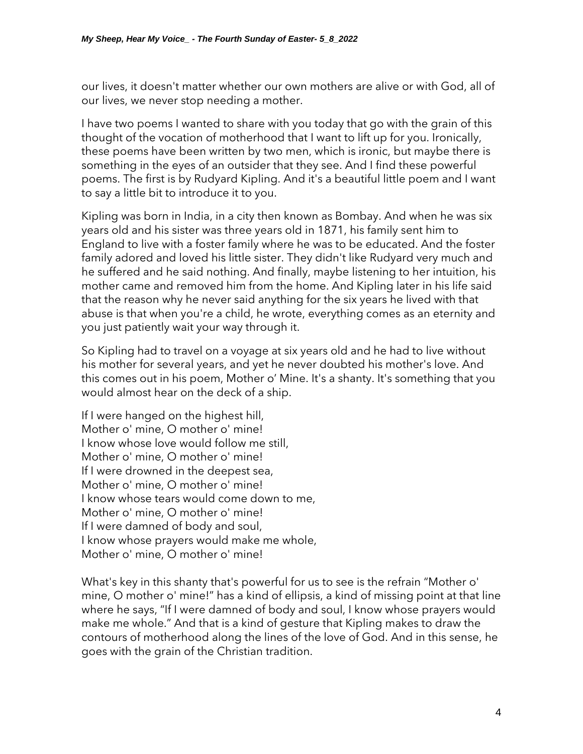our lives, it doesn't matter whether our own mothers are alive or with God, all of our lives, we never stop needing a mother.

I have two poems I wanted to share with you today that go with the grain of this thought of the vocation of motherhood that I want to lift up for you. Ironically, these poems have been written by two men, which is ironic, but maybe there is something in the eyes of an outsider that they see. And I find these powerful poems. The first is by Rudyard Kipling. And it's a beautiful little poem and I want to say a little bit to introduce it to you.

Kipling was born in India, in a city then known as Bombay. And when he was six years old and his sister was three years old in 1871, his family sent him to England to live with a foster family where he was to be educated. And the foster family adored and loved his little sister. They didn't like Rudyard very much and he suffered and he said nothing. And finally, maybe listening to her intuition, his mother came and removed him from the home. And Kipling later in his life said that the reason why he never said anything for the six years he lived with that abuse is that when you're a child, he wrote, everything comes as an eternity and you just patiently wait your way through it.

So Kipling had to travel on a voyage at six years old and he had to live without his mother for several years, and yet he never doubted his mother's love. And this comes out in his poem, Mother o' Mine. It's a shanty. It's something that you would almost hear on the deck of a ship.

If I were hanged on the highest hill,
Mother o' mine, O mother o' mine!
I know whose love would follow me still,
Mother o' mine, O mother o' mine!
If I were drowned in the deepest sea,
Mother o' mine, O mother o' mine!
I know whose tears would come down to me,
Mother o' mine, O mother o' mine!
If I were damned of body and soul,
I know whose prayers would make me whole,
Mother o' mine, O mother o' mine!

What's key in this shanty that's powerful for us to see is the refrain "Mother o' mine, O mother o' mine!" has a kind of ellipsis, a kind of missing point at that line where he says, "If I were damned of body and soul, I know whose prayers would make me whole." And that is a kind of gesture that Kipling makes to draw the contours of motherhood along the lines of the love of God. And in this sense, he goes with the grain of the Christian tradition.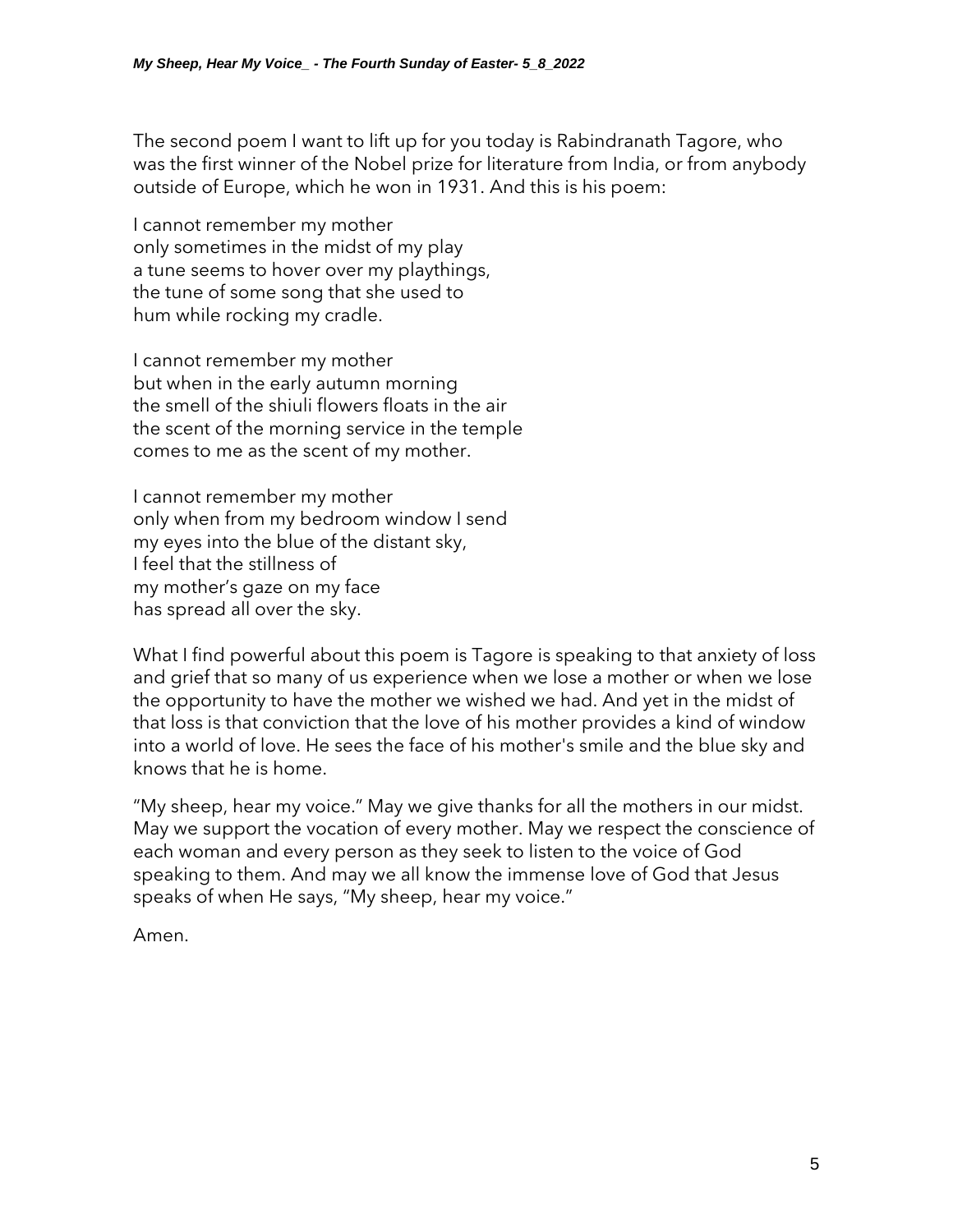The second poem I want to lift up for you today is Rabindranath Tagore, who was the first winner of the Nobel prize for literature from India, or from anybody outside of Europe, which he won in 1931. And this is his poem:

I cannot remember my mother  
only sometimes in the midst of my play  
a tune seems to hover over my playthings,  
the tune of some song that she used to  
hum while rocking my cradle.

I cannot remember my mother  
but when in the early autumn morning  
the smell of the shiuli flowers floats in the air  
the scent of the morning service in the temple  
comes to me as the scent of my mother.

I cannot remember my mother  
only when from my bedroom window I send  
my eyes into the blue of the distant sky,  
I feel that the stillness of  
my mother's gaze on my face  
has spread all over the sky.

What I find powerful about this poem is Tagore is speaking to that anxiety of loss and grief that so many of us experience when we lose a mother or when we lose the opportunity to have the mother we wished we had. And yet in the midst of that loss is that conviction that the love of his mother provides a kind of window into a world of love. He sees the face of his mother's smile and the blue sky and knows that he is home.

"My sheep, hear my voice." May we give thanks for all the mothers in our midst. May we support the vocation of every mother. May we respect the conscience of each woman and every person as they seek to listen to the voice of God speaking to them. And may we all know the immense love of God that Jesus speaks of when He says, "My sheep, hear my voice."

Amen.